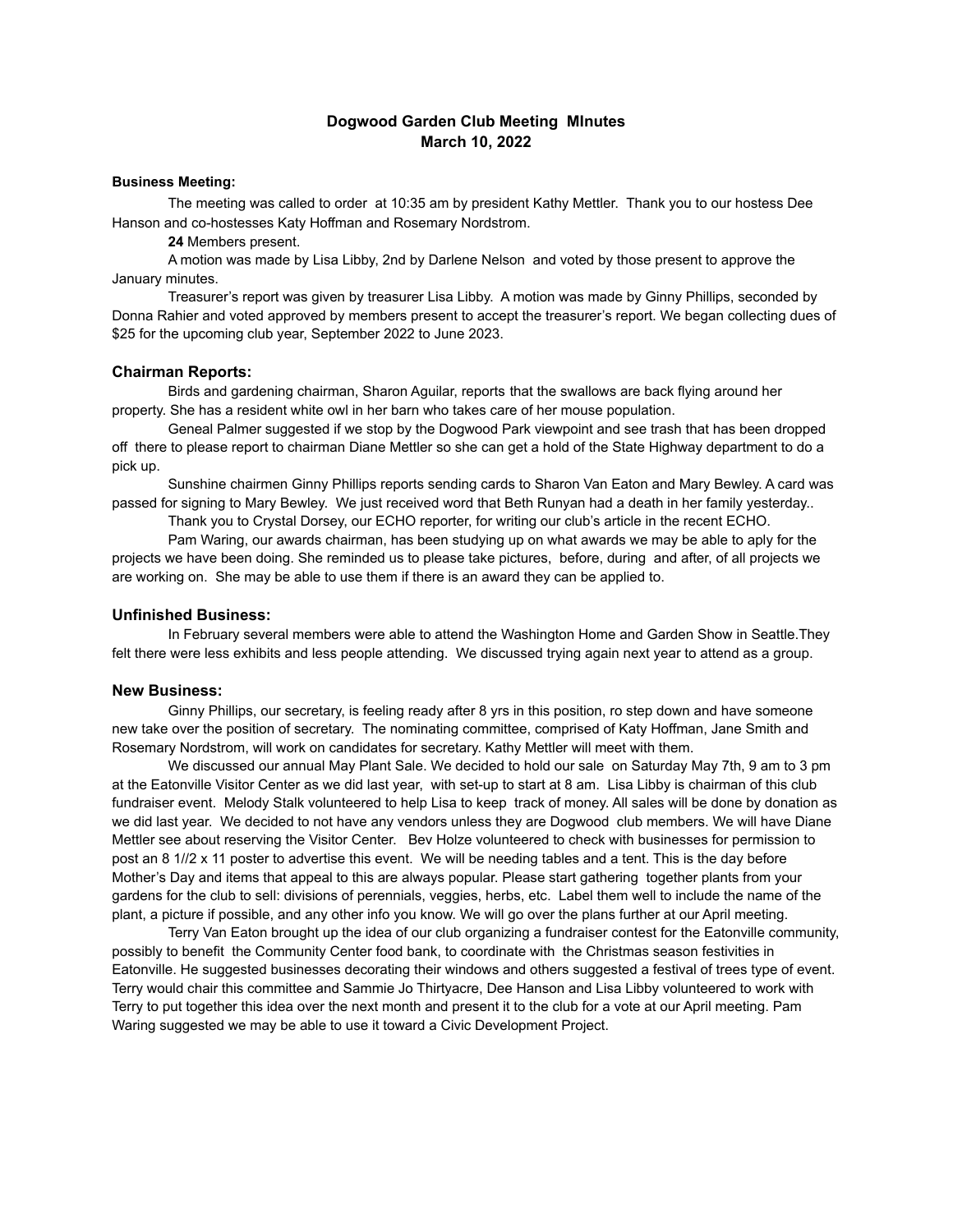# Dogwood Garden Club Meeting MInutes
## March 10, 2022

**Business Meeting:**

The meeting was called to order at 10:35 am by president Kathy Mettler. Thank you to our hostess Dee Hanson and co-hostesses Katy Hoffman and Rosemary Nordstrom.

**24** Members present.

A motion was made by Lisa Libby, 2nd by Darlene Nelson and voted by those present to approve the January minutes.

Treasurer's report was given by treasurer Lisa Libby. A motion was made by Ginny Phillips, seconded by Donna Rahier and voted approved by members present to accept the treasurer's report. We began collecting dues of $25 for the upcoming club year, September 2022 to June 2023.

### Chairman Reports:

Birds and gardening chairman, Sharon Aguilar, reports that the swallows are back flying around her property. She has a resident white owl in her barn who takes care of her mouse population.

Geneal Palmer suggested if we stop by the Dogwood Park viewpoint and see trash that has been dropped off there to please report to chairman Diane Mettler so she can get a hold of the State Highway department to do a pick up.

Sunshine chairmen Ginny Phillips reports sending cards to Sharon Van Eaton and Mary Bewley. A card was passed for signing to Mary Bewley. We just received word that Beth Runyan had a death in her family yesterday..

Thank you to Crystal Dorsey, our ECHO reporter, for writing our club's article in the recent ECHO.

Pam Waring, our awards chairman, has been studying up on what awards we may be able to aply for the projects we have been doing. She reminded us to please take pictures, before, during and after, of all projects we are working on. She may be able to use them if there is an award they can be applied to.

### Unfinished Business:

In February several members were able to attend the Washington Home and Garden Show in Seattle.They felt there were less exhibits and less people attending. We discussed trying again next year to attend as a group.

### New Business:

Ginny Phillips, our secretary, is feeling ready after 8 yrs in this position, ro step down and have someone new take over the position of secretary. The nominating committee, comprised of Katy Hoffman, Jane Smith and Rosemary Nordstrom, will work on candidates for secretary. Kathy Mettler will meet with them.

We discussed our annual May Plant Sale. We decided to hold our sale on Saturday May 7th, 9 am to 3 pm at the Eatonville Visitor Center as we did last year, with set-up to start at 8 am. Lisa Libby is chairman of this club fundraiser event. Melody Stalk volunteered to help Lisa to keep track of money. All sales will be done by donation as we did last year. We decided to not have any vendors unless they are Dogwood club members. We will have Diane Mettler see about reserving the Visitor Center. Bev Holze volunteered to check with businesses for permission to post an 8 1//2 x 11 poster to advertise this event. We will be needing tables and a tent. This is the day before Mother's Day and items that appeal to this are always popular. Please start gathering together plants from your gardens for the club to sell: divisions of perennials, veggies, herbs, etc. Label them well to include the name of the plant, a picture if possible, and any other info you know. We will go over the plans further at our April meeting.

Terry Van Eaton brought up the idea of our club organizing a fundraiser contest for the Eatonville community, possibly to benefit the Community Center food bank, to coordinate with the Christmas season festivities in Eatonville. He suggested businesses decorating their windows and others suggested a festival of trees type of event. Terry would chair this committee and Sammie Jo Thirtyacre, Dee Hanson and Lisa Libby volunteered to work with Terry to put together this idea over the next month and present it to the club for a vote at our April meeting. Pam Waring suggested we may be able to use it toward a Civic Development Project.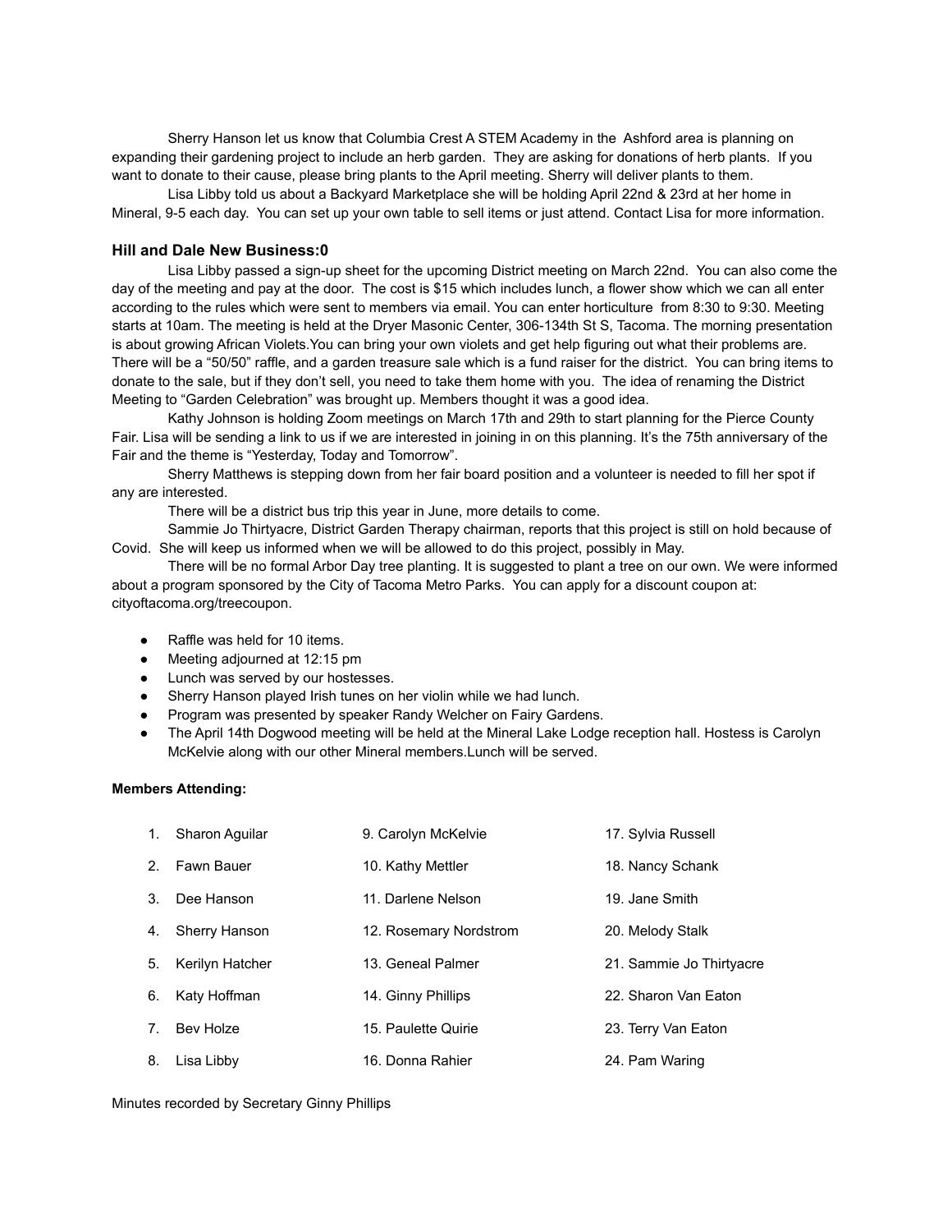Sherry Hanson let us know that Columbia Crest A STEM Academy in the Ashford area is planning on expanding their gardening project to include an herb garden. They are asking for donations of herb plants. If you want to donate to their cause, please bring plants to the April meeting. Sherry will deliver plants to them.

Lisa Libby told us about a Backyard Marketplace she will be holding April 22nd & 23rd at her home in Mineral, 9-5 each day. You can set up your own table to sell items or just attend. Contact Lisa for more information.

### Hill and Dale New Business:0

Lisa Libby passed a sign-up sheet for the upcoming District meeting on March 22nd. You can also come the day of the meeting and pay at the door. The cost is $15 which includes lunch, a flower show which we can all enter according to the rules which were sent to members via email. You can enter horticulture from 8:30 to 9:30. Meeting starts at 10am. The meeting is held at the Dryer Masonic Center, 306-134th St S, Tacoma. The morning presentation is about growing African Violets.You can bring your own violets and get help figuring out what their problems are. There will be a "50/50" raffle, and a garden treasure sale which is a fund raiser for the district. You can bring items to donate to the sale, but if they don't sell, you need to take them home with you. The idea of renaming the District Meeting to "Garden Celebration" was brought up. Members thought it was a good idea.

Kathy Johnson is holding Zoom meetings on March 17th and 29th to start planning for the Pierce County Fair. Lisa will be sending a link to us if we are interested in joining in on this planning. It's the 75th anniversary of the Fair and the theme is "Yesterday, Today and Tomorrow".

Sherry Matthews is stepping down from her fair board position and a volunteer is needed to fill her spot if any are interested.

There will be a district bus trip this year in June, more details to come.

Sammie Jo Thirtyacre, District Garden Therapy chairman, reports that this project is still on hold because of Covid. She will keep us informed when we will be allowed to do this project, possibly in May.

There will be no formal Arbor Day tree planting. It is suggested to plant a tree on our own. We were informed about a program sponsored by the City of Tacoma Metro Parks. You can apply for a discount coupon at: cityoftacoma.org/treecoupon.

- Raffle was held for 10 items.
- Meeting adjourned at 12:15 pm
- Lunch was served by our hostesses.
- Sherry Hanson played Irish tunes on her violin while we had lunch.
- Program was presented by speaker Randy Welcher on Fairy Gardens.
- The April 14th Dogwood meeting will be held at the Mineral Lake Lodge reception hall. Hostess is Carolyn McKelvie along with our other Mineral members.Lunch will be served.

**Members Attending:**

1. Sharon Aguilar
2. Fawn Bauer
3. Dee Hanson
4. Sherry Hanson
5. Kerilyn Hatcher
6. Katy Hoffman
7. Bev Holze
8. Lisa Libby
9. Carolyn McKelvie
10. Kathy Mettler
11. Darlene Nelson
12. Rosemary Nordstrom
13. Geneal Palmer
14. Ginny Phillips
15. Paulette Quirie
16. Donna Rahier
17. Sylvia Russell
18. Nancy Schank
19. Jane Smith
20. Melody Stalk
21. Sammie Jo Thirtyacre
22. Sharon Van Eaton
23. Terry Van Eaton
24. Pam Waring

Minutes recorded by Secretary Ginny Phillips